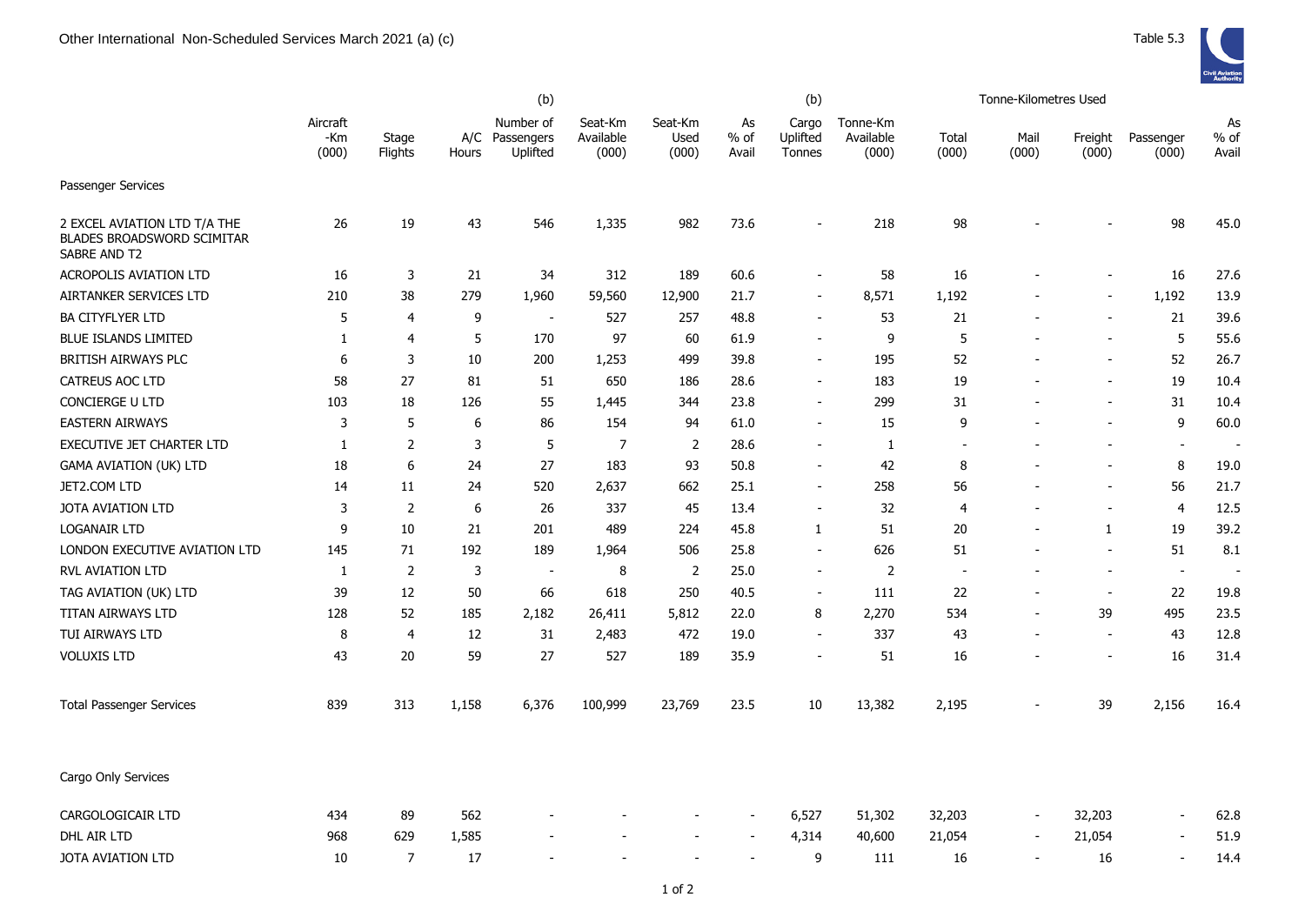Other International Non-Scheduled Services March 2021 (a) (c)

Table 5.3

| | Aircraft -Km (000) | Stage Flights | A/C Hours | (b) Number of Passengers Uplifted | Seat-Km Available (000) | Seat-Km Used (000) | As % of Avail | (b) Cargo Uplifted Tonnes | Tonne-Km Available (000) | Tonne-Kilometres Used Total (000) | Mail (000) | Freight (000) | Passenger (000) | As % of Avail |
|---|---|---|---|---|---|---|---|---|---|---|---|---|---|---|
| Passenger Services | | | | | | | | | | | | | | |
| 2 EXCEL AVIATION LTD T/A THE BLADES BROADSWORD SCIMITAR SABRE AND T2 | 26 | 19 | 43 | 546 | 1,335 | 982 | 73.6 | - | 218 | 98 | - | - | 98 | 45.0 |
| ACROPOLIS AVIATION LTD | 16 | 3 | 21 | 34 | 312 | 189 | 60.6 | - | 58 | 16 | - | - | 16 | 27.6 |
| AIRTANKER SERVICES LTD | 210 | 38 | 279 | 1,960 | 59,560 | 12,900 | 21.7 | - | 8,571 | 1,192 | - | - | 1,192 | 13.9 |
| BA CITYFLYER LTD | 5 | 4 | 9 | - | 527 | 257 | 48.8 | - | 53 | 21 | - | - | 21 | 39.6 |
| BLUE ISLANDS LIMITED | 1 | 4 | 5 | 170 | 97 | 60 | 61.9 | - | 9 | 5 | - | - | 5 | 55.6 |
| BRITISH AIRWAYS PLC | 6 | 3 | 10 | 200 | 1,253 | 499 | 39.8 | - | 195 | 52 | - | - | 52 | 26.7 |
| CATREUS AOC LTD | 58 | 27 | 81 | 51 | 650 | 186 | 28.6 | - | 183 | 19 | - | - | 19 | 10.4 |
| CONCIERGE U LTD | 103 | 18 | 126 | 55 | 1,445 | 344 | 23.8 | - | 299 | 31 | - | - | 31 | 10.4 |
| EASTERN AIRWAYS | 3 | 5 | 6 | 86 | 154 | 94 | 61.0 | - | 15 | 9 | - | - | 9 | 60.0 |
| EXECUTIVE JET CHARTER LTD | 1 | 2 | 3 | 5 | 7 | 2 | 28.6 | - | 1 | - | - | - | - | - |
| GAMA AVIATION (UK) LTD | 18 | 6 | 24 | 27 | 183 | 93 | 50.8 | - | 42 | 8 | - | - | 8 | 19.0 |
| JET2.COM LTD | 14 | 11 | 24 | 520 | 2,637 | 662 | 25.1 | - | 258 | 56 | - | - | 56 | 21.7 |
| JOTA AVIATION LTD | 3 | 2 | 6 | 26 | 337 | 45 | 13.4 | - | 32 | 4 | - | - | 4 | 12.5 |
| LOGANAIR LTD | 9 | 10 | 21 | 201 | 489 | 224 | 45.8 | 1 | 51 | 20 | - | 1 | 19 | 39.2 |
| LONDON EXECUTIVE AVIATION LTD | 145 | 71 | 192 | 189 | 1,964 | 506 | 25.8 | - | 626 | 51 | - | - | 51 | 8.1 |
| RVL AVIATION LTD | 1 | 2 | 3 | - | 8 | 2 | 25.0 | - | 2 | - | - | - | - | - |
| TAG AVIATION (UK) LTD | 39 | 12 | 50 | 66 | 618 | 250 | 40.5 | - | 111 | 22 | - | - | 22 | 19.8 |
| TITAN AIRWAYS LTD | 128 | 52 | 185 | 2,182 | 26,411 | 5,812 | 22.0 | 8 | 2,270 | 534 | - | 39 | 495 | 23.5 |
| TUI AIRWAYS LTD | 8 | 4 | 12 | 31 | 2,483 | 472 | 19.0 | - | 337 | 43 | - | - | 43 | 12.8 |
| VOLUXIS LTD | 43 | 20 | 59 | 27 | 527 | 189 | 35.9 | - | 51 | 16 | - | - | 16 | 31.4 |
| Total Passenger Services | 839 | 313 | 1,158 | 6,376 | 100,999 | 23,769 | 23.5 | 10 | 13,382 | 2,195 | - | 39 | 2,156 | 16.4 |
| Cargo Only Services | | | | | | | | | | | | | | |
| CARGOLOGICAIR LTD | 434 | 89 | 562 | - | - | - | - | 6,527 | 51,302 | 32,203 | - | 32,203 | - | 62.8 |
| DHL AIR LTD | 968 | 629 | 1,585 | - | - | - | - | 4,314 | 40,600 | 21,054 | - | 21,054 | - | 51.9 |
| JOTA AVIATION LTD | 10 | 7 | 17 | - | - | - | - | 9 | 111 | 16 | - | 16 | - | 14.4 |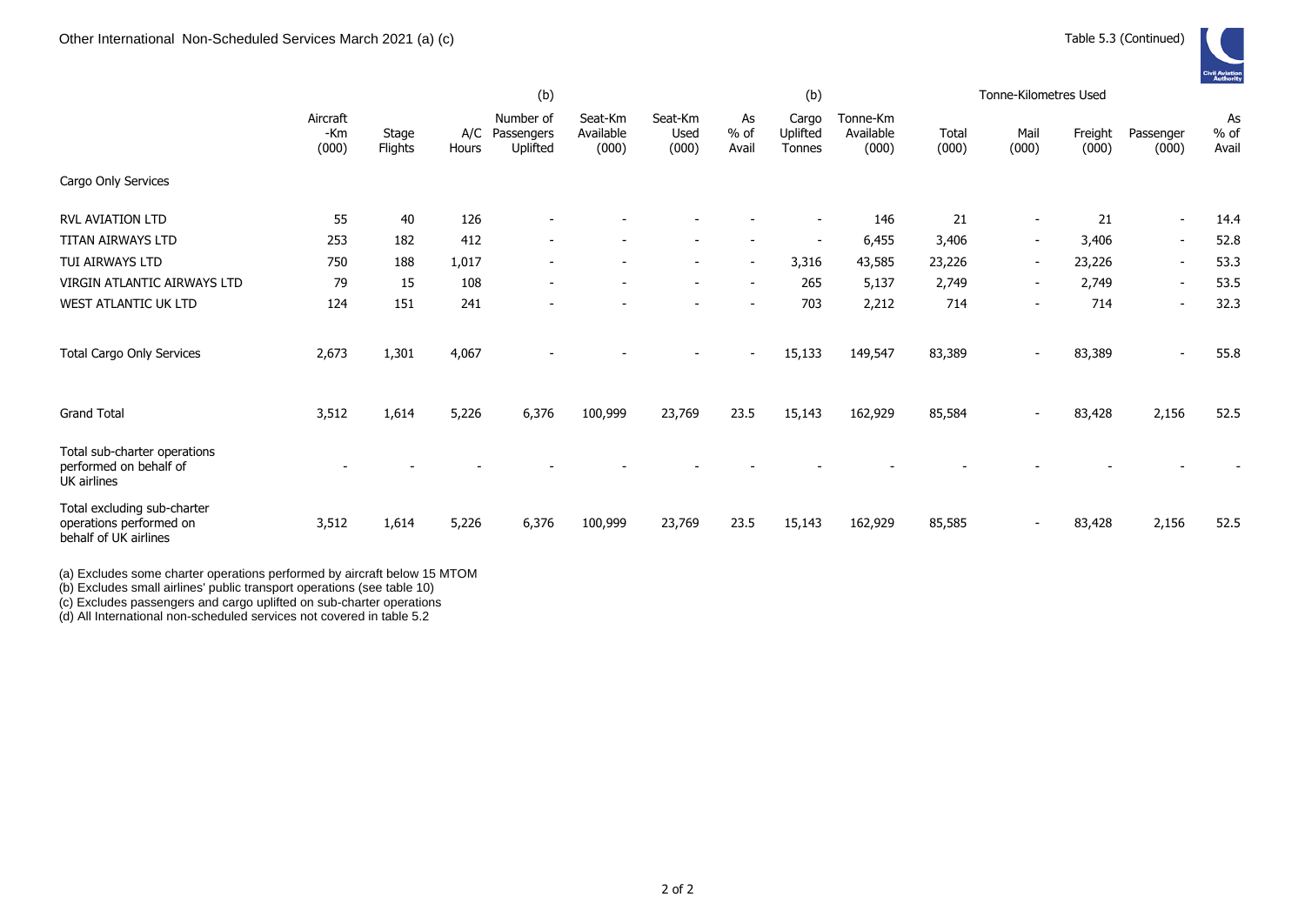Other International Non-Scheduled Services March 2021 (a) (c)

Table 5.3 (Continued)

| | Aircraft -Km (000) | Stage Flights | A/C Hours | (b) Number of Passengers Uplifted | Seat-Km Available (000) | Seat-Km Used (000) | As % of Avail | (b) Cargo Uplifted Tonnes | Tonne-Km Available (000) | Tonne-Kilometres Used Total (000) | Mail (000) | Freight (000) | Passenger (000) | As % of Avail |
|---|---|---|---|---|---|---|---|---|---|---|---|---|---|---|
| Cargo Only Services | | | | | | | | | | | | | | |
| RVL AVIATION LTD | 55 | 40 | 126 | - | - | - | - | - | 146 | 21 | - | 21 | - | 14.4 |
| TITAN AIRWAYS LTD | 253 | 182 | 412 | - | - | - | - | - | 6,455 | 3,406 | - | 3,406 | - | 52.8 |
| TUI AIRWAYS LTD | 750 | 188 | 1,017 | - | - | - | - | 3,316 | 43,585 | 23,226 | - | 23,226 | - | 53.3 |
| VIRGIN ATLANTIC AIRWAYS LTD | 79 | 15 | 108 | - | - | - | - | 265 | 5,137 | 2,749 | - | 2,749 | - | 53.5 |
| WEST ATLANTIC UK LTD | 124 | 151 | 241 | - | - | - | - | 703 | 2,212 | 714 | - | 714 | - | 32.3 |
| Total Cargo Only Services | 2,673 | 1,301 | 4,067 | - | - | - | - | 15,133 | 149,547 | 83,389 | - | 83,389 | - | 55.8 |
| Grand Total | 3,512 | 1,614 | 5,226 | 6,376 | 100,999 | 23,769 | 23.5 | 15,143 | 162,929 | 85,584 | - | 83,428 | 2,156 | 52.5 |
| Total sub-charter operations performed on behalf of UK airlines | - | - | - | - | - | - | - | - | - | - | - | - | - | - |
| Total excluding sub-charter operations performed on behalf of UK airlines | 3,512 | 1,614 | 5,226 | 6,376 | 100,999 | 23,769 | 23.5 | 15,143 | 162,929 | 85,585 | - | 83,428 | 2,156 | 52.5 |

(a) Excludes some charter operations performed by aircraft below 15 MTOM
(b) Excludes small airlines' public transport operations (see table 10)
(c) Excludes passengers and cargo uplifted on sub-charter operations
(d) All International non-scheduled services not covered in table 5.2